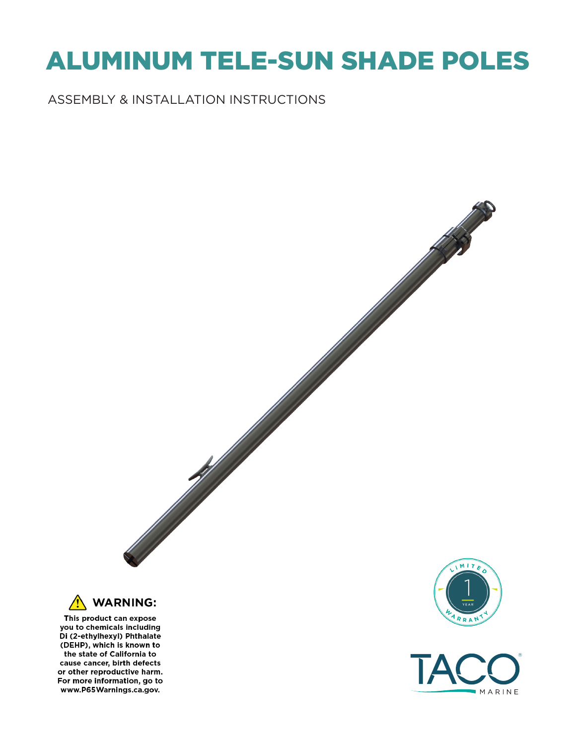# ALUMINUM TELE-SUN SHADE POLES

ASSEMBLY & INSTALLATION INSTRUCTIONS

**WARNING:**

**This product can expose you to chemicals including Di (2-ethylhexyl) Phthalate (DEHP), which is known to the state of California to cause cancer, birth defects or other reproductive harm. For more information, go to www.P65Warnings.ca.gov.**

LIMITED 1 YEAR WARRANTY

TACO® MARINE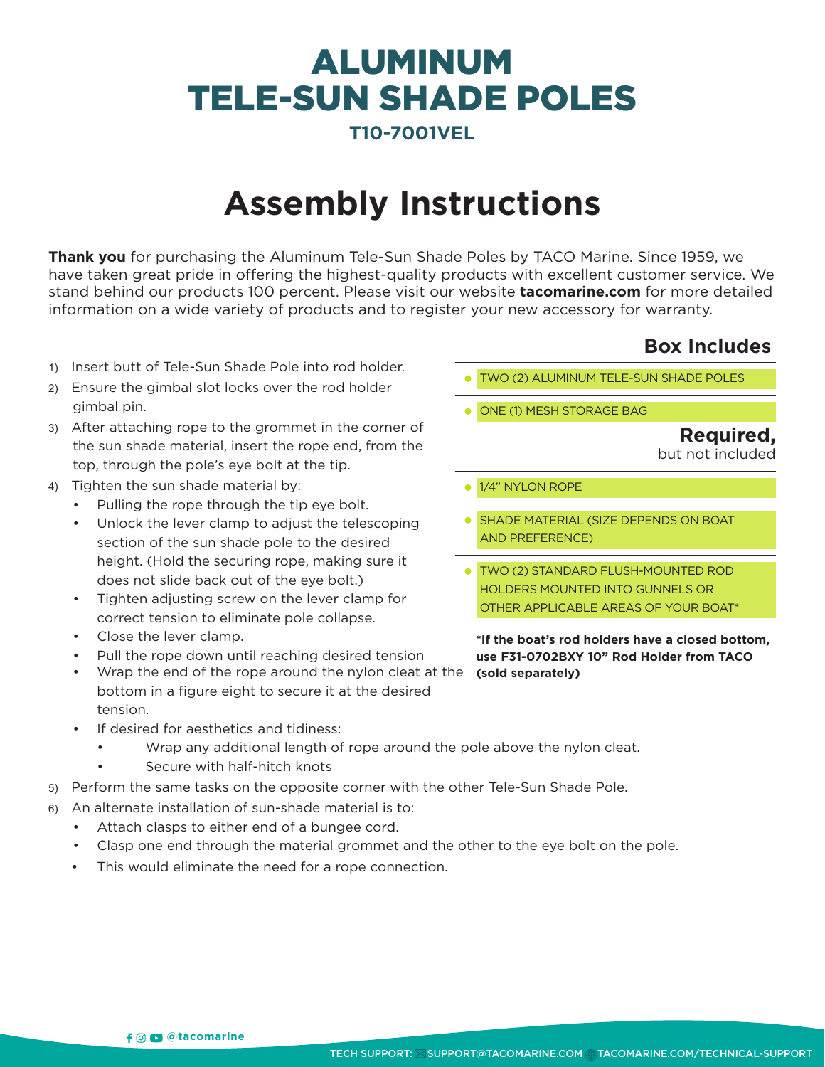# ALUMINUM TELE-SUN SHADE POLES

**T10-7001VEL**

# Assembly Instructions

**Thank you** for purchasing the Aluminum Tele-Sun Shade Poles by TACO Marine. Since 1959, we have taken great pride in offering the highest-quality products with excellent customer service. We stand behind our products 100 percent. Please visit our website **tacomarine.com** for more detailed information on a wide variety of products and to register your new accessory for warranty.

## Box Includes

- TWO (2) ALUMINUM TELE-SUN SHADE POLES
- ONE (1) MESH STORAGE BAG

## Required,

but not included

- 1/4" NYLON ROPE
- SHADE MATERIAL (SIZE DEPENDS ON BOAT AND PREFERENCE)
- TWO (2) STANDARD FLUSH-MOUNTED ROD HOLDERS MOUNTED INTO GUNNELS OR OTHER APPLICABLE AREAS OF YOUR BOAT*

**\*If the boat's rod holders have a closed bottom, use F31-0702BXY 10" Rod Holder from TACO (sold separately)**

1) Insert butt of Tele-Sun Shade Pole into rod holder.
2) Ensure the gimbal slot locks over the rod holder gimbal pin.
3) After attaching rope to the grommet in the corner of the sun shade material, insert the rope end, from the top, through the pole's eye bolt at the tip.
4) Tighten the sun shade material by:
   - Pulling the rope through the tip eye bolt.
   - Unlock the lever clamp to adjust the telescoping section of the sun shade pole to the desired height. (Hold the securing rope, making sure it does not slide back out of the eye bolt.)
   - Tighten adjusting screw on the lever clamp for correct tension to eliminate pole collapse.
   - Close the lever clamp.
   - Pull the rope down until reaching desired tension
   - Wrap the end of the rope around the nylon cleat at the bottom in a figure eight to secure it at the desired tension.
   - If desired for aesthetics and tidiness:
     - Wrap any additional length of rope around the pole above the nylon cleat.
     - Secure with half-hitch knots
5) Perform the same tasks on the opposite corner with the other Tele-Sun Shade Pole.
6) An alternate installation of sun-shade material is to:
   - Attach clasps to either end of a bungee cord.
   - Clasp one end through the material grommet and the other to the eye bolt on the pole.
   - This would eliminate the need for a rope connection.

@tacomarine

TECH SUPPORT: SUPPORT@TACOMARINE.COM TACOMARINE.COM/TECHNICAL-SUPPORT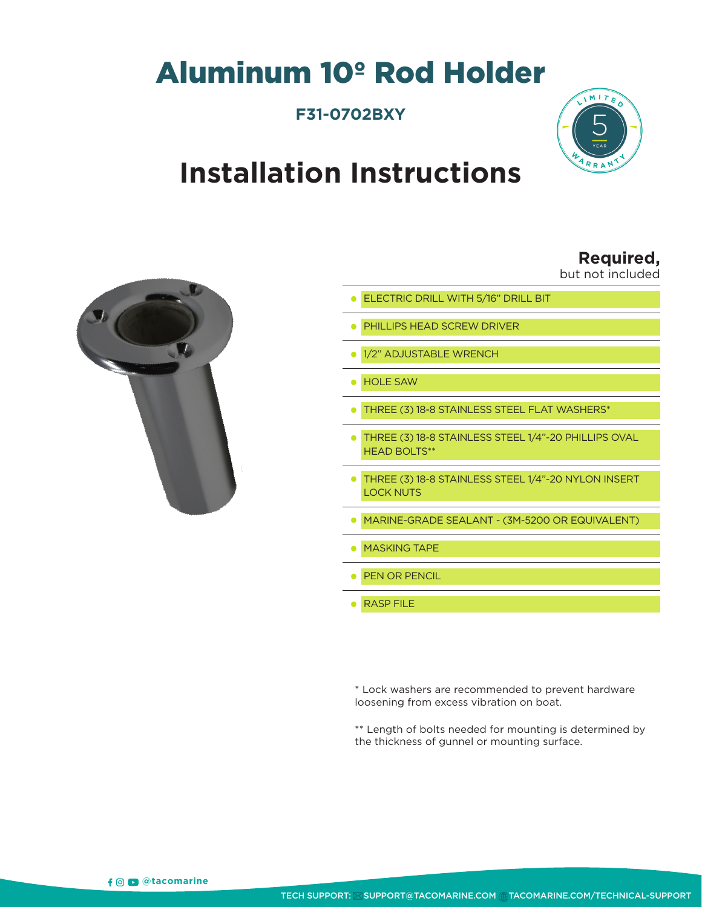# Aluminum 10º Rod Holder

**F31-0702BXY**

LIMITED 5 YEAR WARRANTY

# Installation Instructions

**Required,**
but not included

- ELECTRIC DRILL WITH 5/16" DRILL BIT
- PHILLIPS HEAD SCREW DRIVER
- 1/2" ADJUSTABLE WRENCH
- HOLE SAW
- THREE (3) 18-8 STAINLESS STEEL FLAT WASHERS*
- THREE (3) 18-8 STAINLESS STEEL 1/4"-20 PHILLIPS OVAL HEAD BOLTS**
- THREE (3) 18-8 STAINLESS STEEL 1/4"-20 NYLON INSERT LOCK NUTS
- MARINE-GRADE SEALANT - (3M-5200 OR EQUIVALENT)
- MASKING TAPE
- PEN OR PENCIL
- RASP FILE

* Lock washers are recommended to prevent hardware loosening from excess vibration on boat.

** Length of bolts needed for mounting is determined by the thickness of gunnel or mounting surface.

@tacomarine

TECH SUPPORT: SUPPORT@TACOMARINE.COM TACOMARINE.COM/TECHNICAL-SUPPORT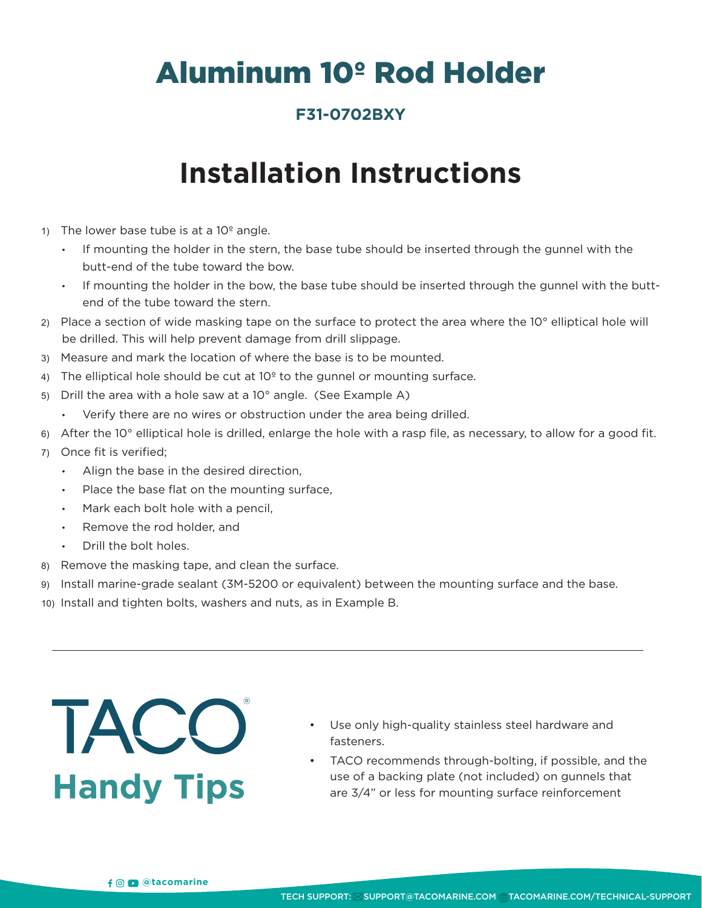# Aluminum 10º Rod Holder

### F31-0702BXY

## Installation Instructions

1) The lower base tube is at a 10º angle.
   - If mounting the holder in the stern, the base tube should be inserted through the gunnel with the butt-end of the tube toward the bow.
   - If mounting the holder in the bow, the base tube should be inserted through the gunnel with the butt-end of the tube toward the stern.
2) Place a section of wide masking tape on the surface to protect the area where the 10° elliptical hole will be drilled. This will help prevent damage from drill slippage.
3) Measure and mark the location of where the base is to be mounted.
4) The elliptical hole should be cut at 10º to the gunnel or mounting surface.
5) Drill the area with a hole saw at a 10° angle. (See Example A)
   - Verify there are no wires or obstruction under the area being drilled.
6) After the 10° elliptical hole is drilled, enlarge the hole with a rasp file, as necessary, to allow for a good fit.
7) Once fit is verified;
   - Align the base in the desired direction,
   - Place the base flat on the mounting surface,
   - Mark each bolt hole with a pencil,
   - Remove the rod holder, and
   - Drill the bolt holes.
8) Remove the masking tape, and clean the surface.
9) Install marine-grade sealant (3M-5200 or equivalent) between the mounting surface and the base.
10) Install and tighten bolts, washers and nuts, as in Example B.

---

## TACO® Handy Tips

- Use only high-quality stainless steel hardware and fasteners.
- TACO recommends through-bolting, if possible, and the use of a backing plate (not included) on gunnels that are 3/4" or less for mounting surface reinforcement

@tacomarine

TECH SUPPORT: SUPPORT@TACOMARINE.COM TACOMARINE.COM/TECHNICAL-SUPPORT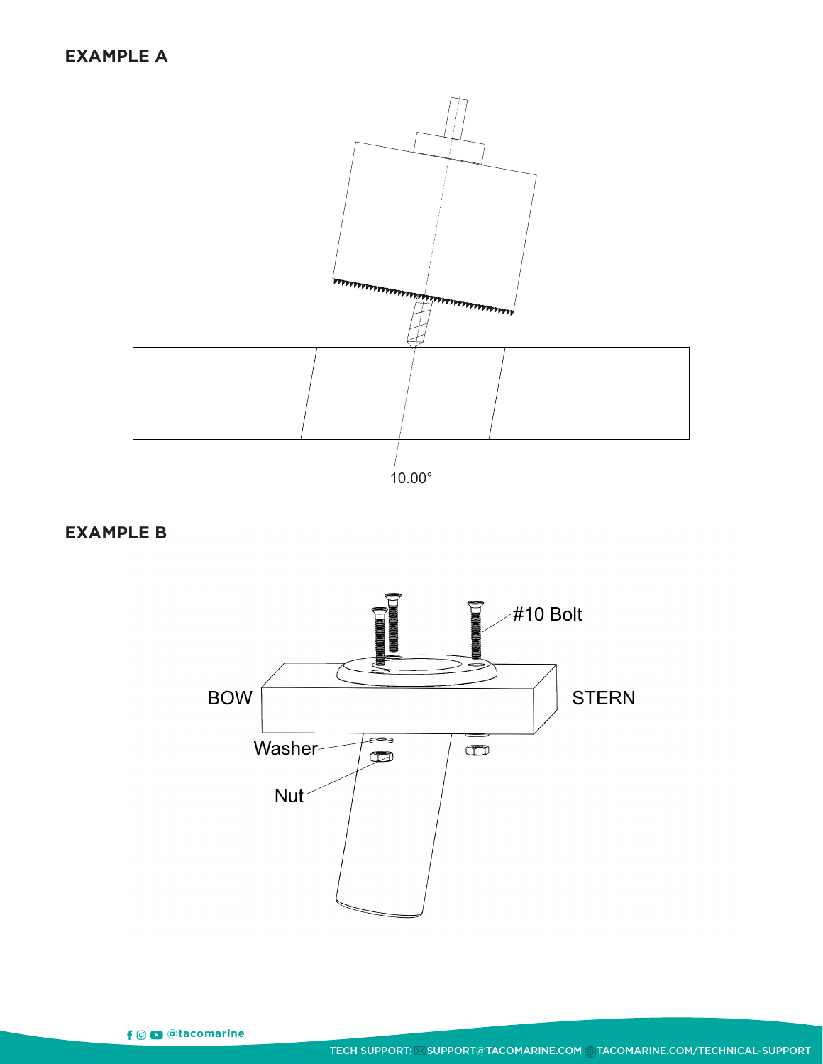## EXAMPLE A

10.00°

## EXAMPLE B

#10 Bolt

BOW

STERN

Washer

Nut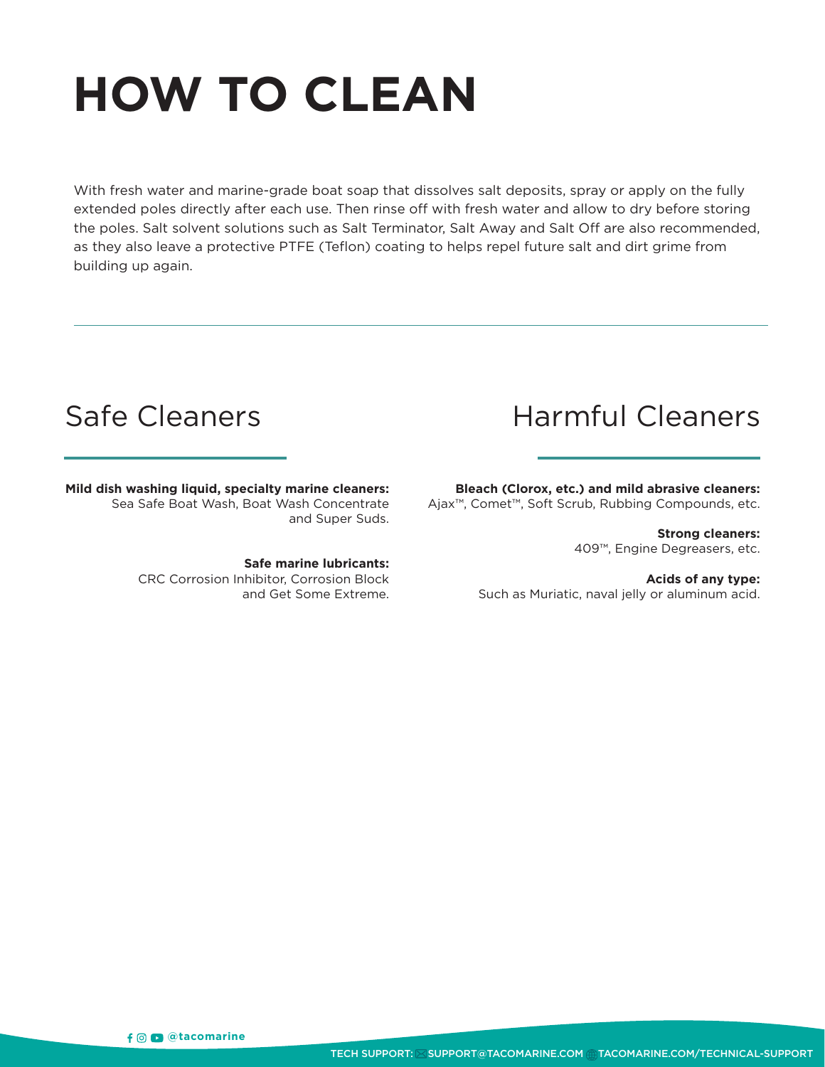# HOW TO CLEAN

With fresh water and marine-grade boat soap that dissolves salt deposits, spray or apply on the fully extended poles directly after each use. Then rinse off with fresh water and allow to dry before storing the poles. Salt solvent solutions such as Salt Terminator, Salt Away and Salt Off are also recommended, as they also leave a protective PTFE (Teflon) coating to helps repel future salt and dirt grime from building up again.

---

## Safe Cleaners

**Mild dish washing liquid, specialty marine cleaners:**
Sea Safe Boat Wash, Boat Wash Concentrate and Super Suds.

**Safe marine lubricants:**
CRC Corrosion Inhibitor, Corrosion Block and Get Some Extreme.

## Harmful Cleaners

**Bleach (Clorox, etc.) and mild abrasive cleaners:**
Ajax™, Comet™, Soft Scrub, Rubbing Compounds, etc.

**Strong cleaners:**
409™, Engine Degreasers, etc.

**Acids of any type:**
Such as Muriatic, naval jelly or aluminum acid.

@tacomarine

TECH SUPPORT: SUPPORT@TACOMARINE.COM TACOMARINE.COM/TECHNICAL-SUPPORT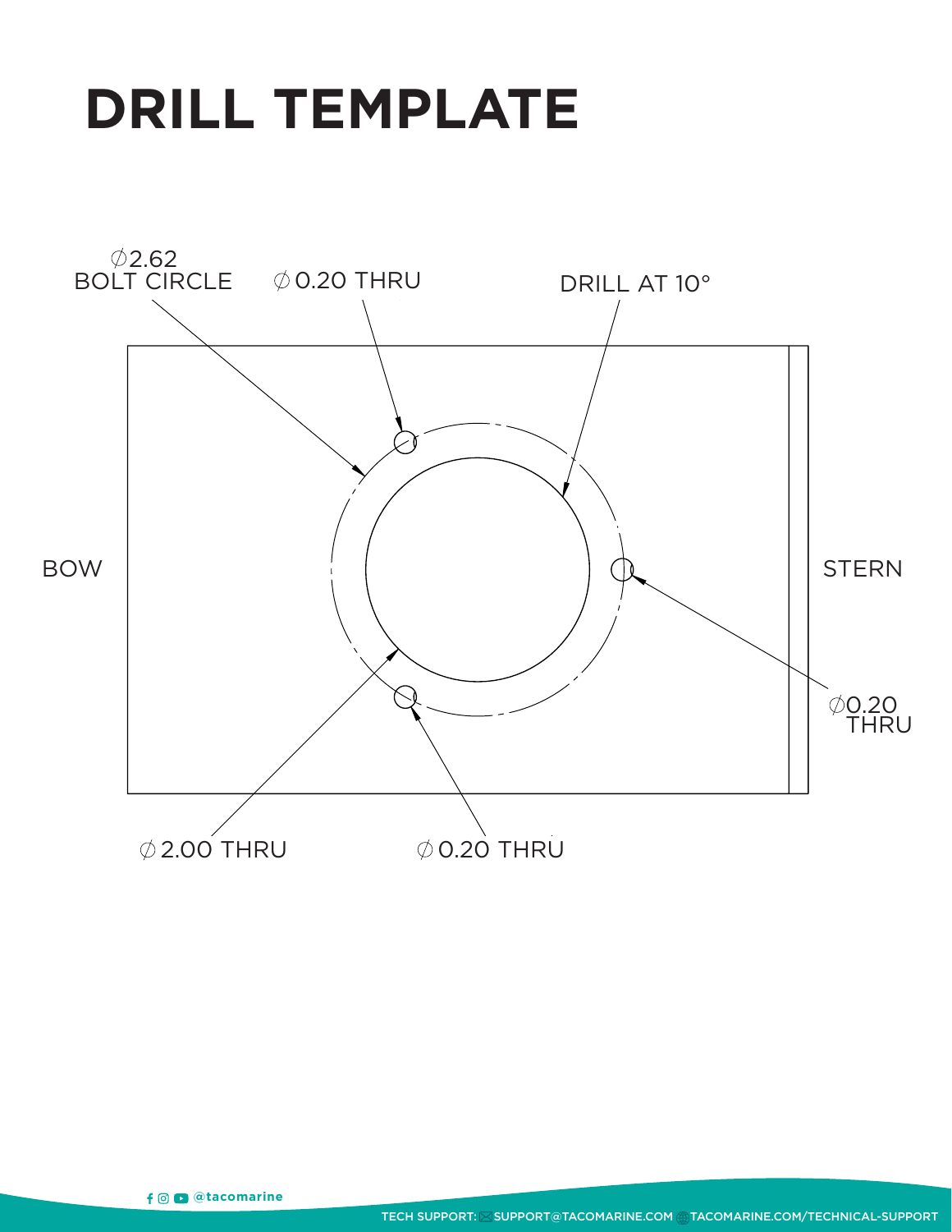# DRILL TEMPLATE

∅2.62
BOLT CIRCLE

∅0.20 THRU

DRILL AT 10°

BOW

STERN

∅0.20
THRU

∅2.00 THRU

∅0.20 THRU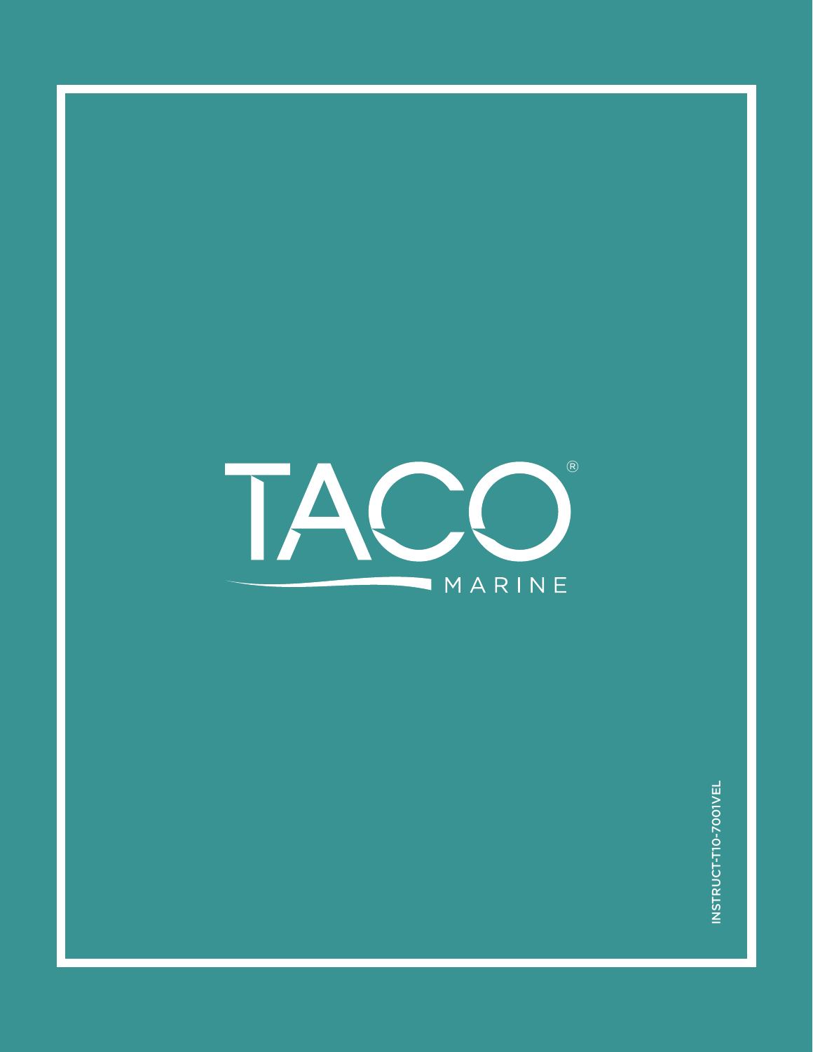TACO®

MARINE

INSTRUCT-T10-7001VEL